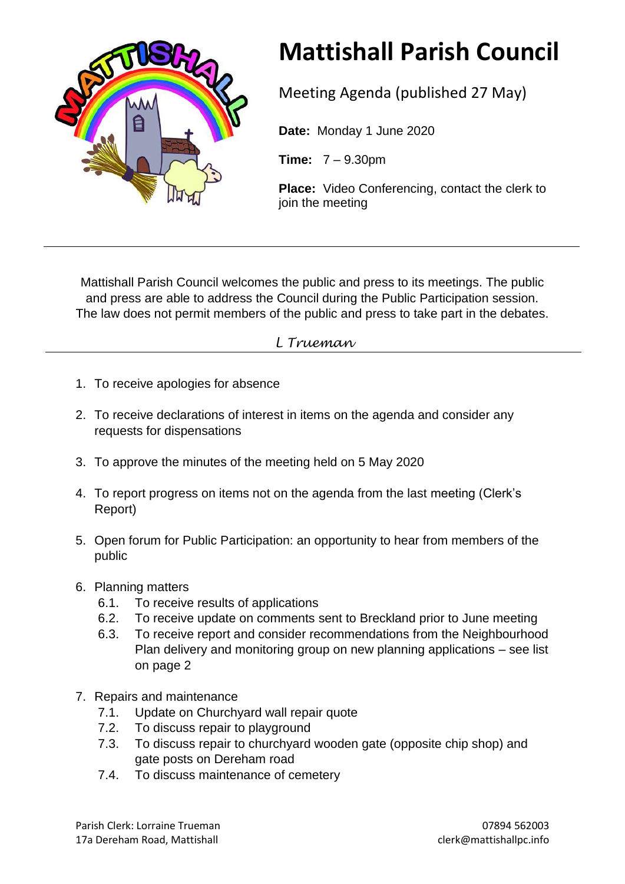# Mattishall Parish Council

Meeting Agenda (published 27 May)

**Date:** Monday 1 June 2020

**Time:** 7 – 9.30pm

**Place:** Video Conferencing, contact the clerk to join the meeting

---

Mattishall Parish Council welcomes the public and press to its meetings. The public and press are able to address the Council during the Public Participation session. The law does not permit members of the public and press to take part in the debates.

*L Trueman*

---

1. To receive apologies for absence
2. To receive declarations of interest in items on the agenda and consider any requests for dispensations
3. To approve the minutes of the meeting held on 5 May 2020
4. To report progress on items not on the agenda from the last meeting (Clerk's Report)
5. Open forum for Public Participation: an opportunity to hear from members of the public
6. Planning matters
   - 6.1. To receive results of applications
   - 6.2. To receive update on comments sent to Breckland prior to June meeting
   - 6.3. To receive report and consider recommendations from the Neighbourhood Plan delivery and monitoring group on new planning applications – see list on page 2
7. Repairs and maintenance
   - 7.1. Update on Churchyard wall repair quote
   - 7.2. To discuss repair to playground
   - 7.3. To discuss repair to churchyard wooden gate (opposite chip shop) and gate posts on Dereham road
   - 7.4. To discuss maintenance of cemetery

Parish Clerk: Lorraine Trueman
17a Dereham Road, Mattishall

07894 562003
clerk@mattishallpc.info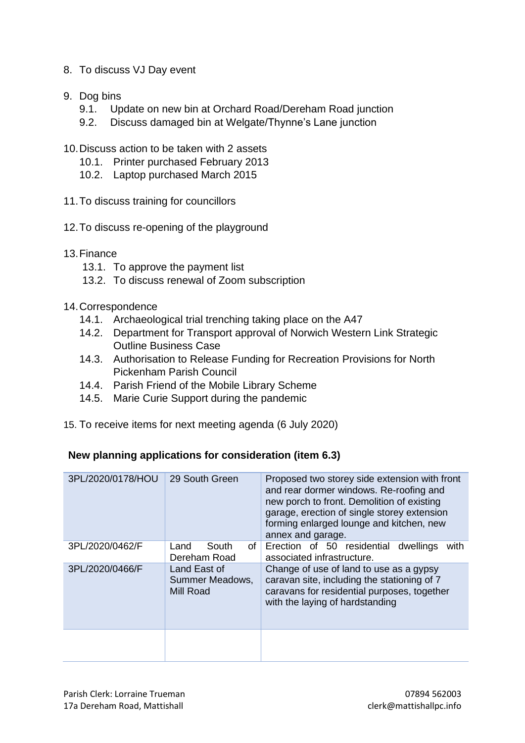8. To discuss VJ Day event

9. Dog bins
   9.1. Update on new bin at Orchard Road/Dereham Road junction
   9.2. Discuss damaged bin at Welgate/Thynne's Lane junction

10. Discuss action to be taken with 2 assets
    10.1. Printer purchased February 2013
    10.2. Laptop purchased March 2015

11. To discuss training for councillors

12. To discuss re-opening of the playground

13. Finance
    13.1. To approve the payment list
    13.2. To discuss renewal of Zoom subscription

14. Correspondence
    14.1. Archaeological trial trenching taking place on the A47
    14.2. Department for Transport approval of Norwich Western Link Strategic Outline Business Case
    14.3. Authorisation to Release Funding for Recreation Provisions for North Pickenham Parish Council
    14.4. Parish Friend of the Mobile Library Scheme
    14.5. Marie Curie Support during the pandemic

15. To receive items for next meeting agenda (6 July 2020)

**New planning applications for consideration (item 6.3)**

| | | |
|---|---|---|
| 3PL/2020/0178/HOU | 29 South Green | Proposed two storey side extension with front and rear dormer windows. Re-roofing and new porch to front. Demolition of existing garage, erection of single storey extension forming enlarged lounge and kitchen, new annex and garage. |
| 3PL/2020/0462/F | Land South of Dereham Road | Erection of 50 residential dwellings with associated infrastructure. |
| 3PL/2020/0466/F | Land East of Summer Meadows, Mill Road | Change of use of land to use as a gypsy caravan site, including the stationing of 7 caravans for residential purposes, together with the laying of hardstanding |
| | | |

Parish Clerk: Lorraine Trueman
17a Dereham Road, Mattishall

07894 562003
clerk@mattishallpc.info